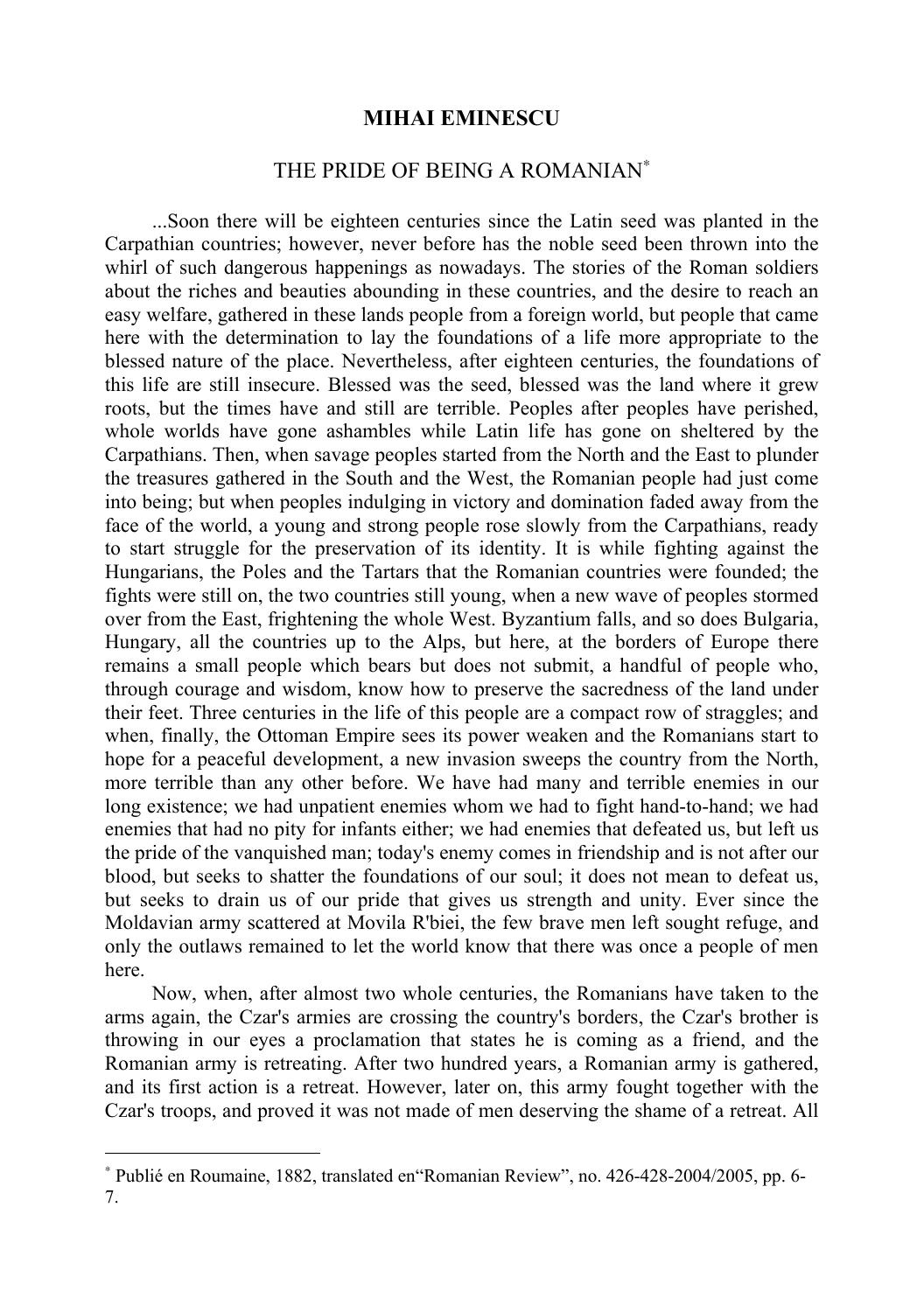**MIHAI EMINESCU**

# THE PRIDE OF BEING A ROMANIAN*

...Soon there will be eighteen centuries since the Latin seed was planted in the Carpathian countries; however, never before has the noble seed been thrown into the whirl of such dangerous happenings as nowadays. The stories of the Roman soldiers about the riches and beauties abounding in these countries, and the desire to reach an easy welfare, gathered in these lands people from a foreign world, but people that came here with the determination to lay the foundations of a life more appropriate to the blessed nature of the place. Nevertheless, after eighteen centuries, the foundations of this life are still insecure. Blessed was the seed, blessed was the land where it grew roots, but the times have and still are terrible. Peoples after peoples have perished, whole worlds have gone ashambles while Latin life has gone on sheltered by the Carpathians. Then, when savage peoples started from the North and the East to plunder the treasures gathered in the South and the West, the Romanian people had just come into being; but when peoples indulging in victory and domination faded away from the face of the world, a young and strong people rose slowly from the Carpathians, ready to start struggle for the preservation of its identity. It is while fighting against the Hungarians, the Poles and the Tartars that the Romanian countries were founded; the fights were still on, the two countries still young, when a new wave of peoples stormed over from the East, frightening the whole West. Byzantium falls, and so does Bulgaria, Hungary, all the countries up to the Alps, but here, at the borders of Europe there remains a small people which bears but does not submit, a handful of people who, through courage and wisdom, know how to preserve the sacredness of the land under their feet. Three centuries in the life of this people are a compact row of straggles; and when, finally, the Ottoman Empire sees its power weaken and the Romanians start to hope for a peaceful development, a new invasion sweeps the country from the North, more terrible than any other before. We have had many and terrible enemies in our long existence; we had unpatient enemies whom we had to fight hand-to-hand; we had enemies that had no pity for infants either; we had enemies that defeated us, but left us the pride of the vanquished man; today's enemy comes in friendship and is not after our blood, but seeks to shatter the foundations of our soul; it does not mean to defeat us, but seeks to drain us of our pride that gives us strength and unity. Ever since the Moldavian army scattered at Movila R'biei, the few brave men left sought refuge, and only the outlaws remained to let the world know that there was once a people of men here.

Now, when, after almost two whole centuries, the Romanians have taken to the arms again, the Czar's armies are crossing the country's borders, the Czar's brother is throwing in our eyes a proclamation that states he is coming as a friend, and the Romanian army is retreating. After two hundred years, a Romanian army is gathered, and its first action is a retreat. However, later on, this army fought together with the Czar's troops, and proved it was not made of men deserving the shame of a retreat. All

---

* Publié en Roumaine, 1882, translated en"Romanian Review", no. 426-428-2004/2005, pp. 6-7.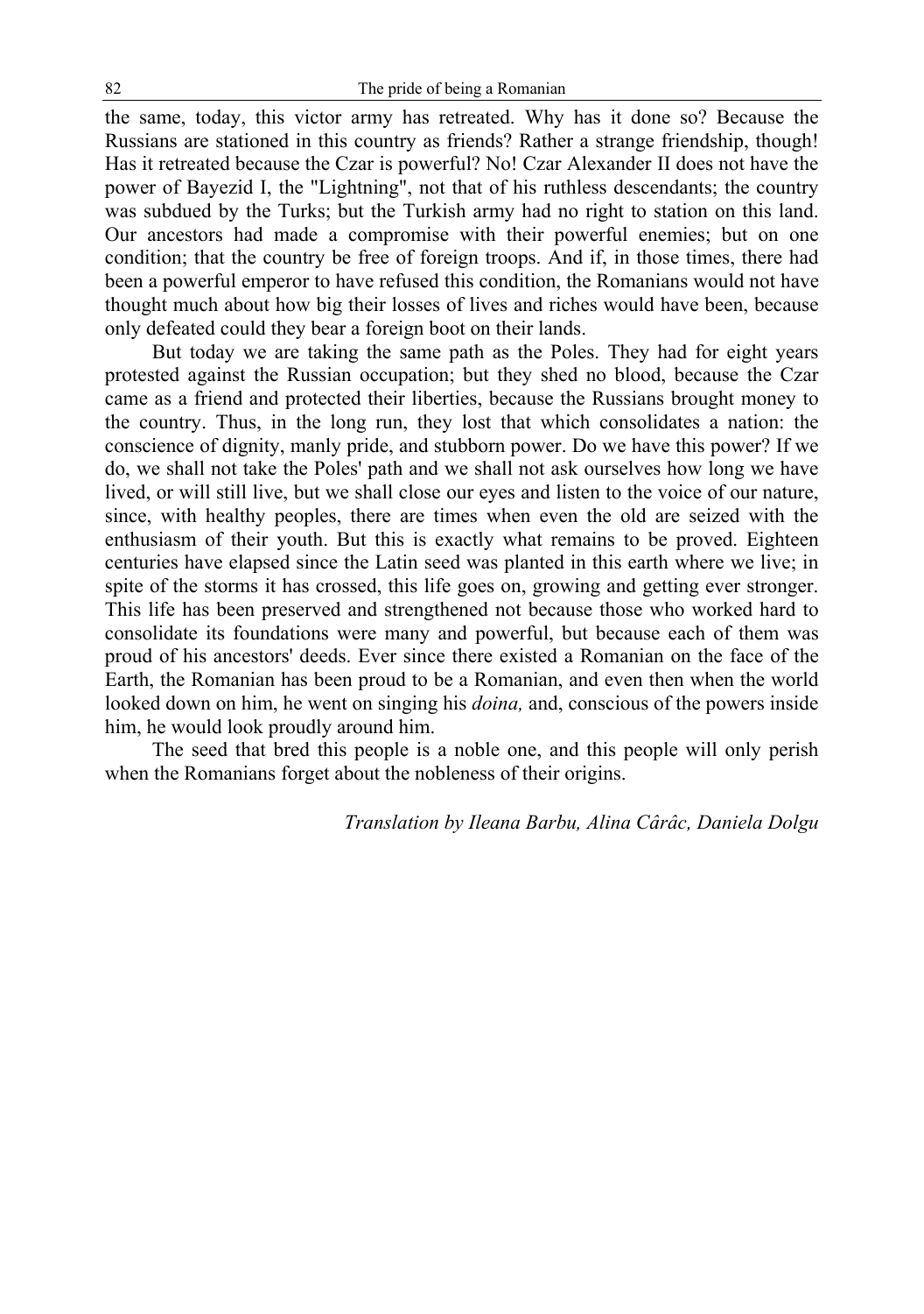the same, today, this victor army has retreated. Why has it done so? Because the Russians are stationed in this country as friends? Rather a strange friendship, though! Has it retreated because the Czar is powerful? No! Czar Alexander II does not have the power of Bayezid I, the "Lightning", not that of his ruthless descendants; the country was subdued by the Turks; but the Turkish army had no right to station on this land. Our ancestors had made a compromise with their powerful enemies; but on one condition; that the country be free of foreign troops. And if, in those times, there had been a powerful emperor to have refused this condition, the Romanians would not have thought much about how big their losses of lives and riches would have been, because only defeated could they bear a foreign boot on their lands.

But today we are taking the same path as the Poles. They had for eight years protested against the Russian occupation; but they shed no blood, because the Czar came as a friend and protected their liberties, because the Russians brought money to the country. Thus, in the long run, they lost that which consolidates a nation: the conscience of dignity, manly pride, and stubborn power. Do we have this power? If we do, we shall not take the Poles' path and we shall not ask ourselves how long we have lived, or will still live, but we shall close our eyes and listen to the voice of our nature, since, with healthy peoples, there are times when even the old are seized with the enthusiasm of their youth. But this is exactly what remains to be proved. Eighteen centuries have elapsed since the Latin seed was planted in this earth where we live; in spite of the storms it has crossed, this life goes on, growing and getting ever stronger. This life has been preserved and strengthened not because those who worked hard to consolidate its foundations were many and powerful, but because each of them was proud of his ancestors' deeds. Ever since there existed a Romanian on the face of the Earth, the Romanian has been proud to be a Romanian, and even then when the world looked down on him, he went on singing his *doina,* and, conscious of the powers inside him, he would look proudly around him.

The seed that bred this people is a noble one, and this people will only perish when the Romanians forget about the nobleness of their origins.

*Translation by Ileana Barbu, Alina Cârâc, Daniela Dolgu*